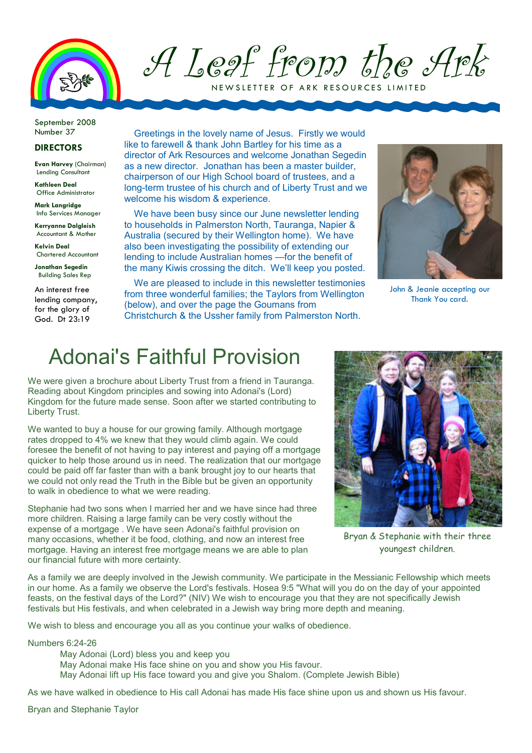# A Leaf from the Ark

NEWSLETTER OF ARK RESOURCES LIMITED

September 2008
Number 37

**DIRECTORS**

**Evan Harvey** (Chairman)
Lending Consultant

**Kathleen Deal**
Office Administrator

**Mark Langridge**
Info Services Manager

**Kerryanne Dalgleish**
Accountant & Mother

**Kelvin Deal**
Chartered Accountant

**Jonathan Segedin**
Building Sales Rep

An interest free lending company, for the glory of God. Dt 23:19

Greetings in the lovely name of Jesus. Firstly we would like to farewell & thank John Bartley for his time as a director of Ark Resources and welcome Jonathan Segedin as a new director. Jonathan has been a master builder, chairperson of our High School board of trustees, and a long-term trustee of his church and of Liberty Trust and we welcome his wisdom & experience.

We have been busy since our June newsletter lending to households in Palmerston North, Tauranga, Napier & Australia (secured by their Wellington home). We have also been investigating the possibility of extending our lending to include Australian homes —for the benefit of the many Kiwis crossing the ditch. We'll keep you posted.

We are pleased to include in this newsletter testimonies from three wonderful families; the Taylors from Wellington (below), and over the page the Goumans from Christchurch & the Ussher family from Palmerston North.

John & Jeanie accepting our Thank You card.

## Adonai's Faithful Provision

We were given a brochure about Liberty Trust from a friend in Tauranga. Reading about Kingdom principles and sowing into Adonai's (Lord) Kingdom for the future made sense. Soon after we started contributing to Liberty Trust.

We wanted to buy a house for our growing family. Although mortgage rates dropped to 4% we knew that they would climb again. We could foresee the benefit of not having to pay interest and paying off a mortgage quicker to help those around us in need. The realization that our mortgage could be paid off far faster than with a bank brought joy to our hearts that we could not only read the Truth in the Bible but be given an opportunity to walk in obedience to what we were reading.

Stephanie had two sons when I married her and we have since had three more children. Raising a large family can be very costly without the expense of a mortgage . We have seen Adonai's faithful provision on many occasions, whether it be food, clothing, and now an interest free mortgage. Having an interest free mortgage means we are able to plan our financial future with more certainty.

Bryan & Stephanie with their three youngest children.

As a family we are deeply involved in the Jewish community. We participate in the Messianic Fellowship which meets in our home. As a family we observe the Lord's festivals. Hosea 9:5 "What will you do on the day of your appointed feasts, on the festival days of the Lord?" (NIV) We wish to encourage you that they are not specifically Jewish festivals but His festivals, and when celebrated in a Jewish way bring more depth and meaning.

We wish to bless and encourage you all as you continue your walks of obedience.

Numbers 6:24-26

> May Adonai (Lord) bless you and keep you
> May Adonai make His face shine on you and show you His favour.
> May Adonai lift up His face toward you and give you Shalom. (Complete Jewish Bible)

As we have walked in obedience to His call Adonai has made His face shine upon us and shown us His favour.

Bryan and Stephanie Taylor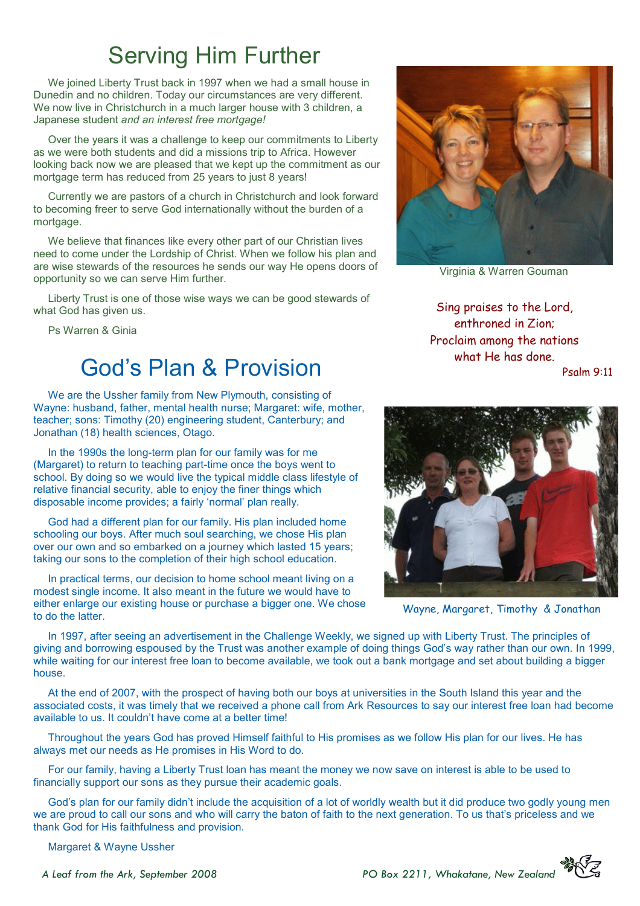# Serving Him Further

We joined Liberty Trust back in 1997 when we had a small house in Dunedin and no children. Today our circumstances are very different. We now live in Christchurch in a much larger house with 3 children, a Japanese student *and an interest free mortgage!*

Over the years it was a challenge to keep our commitments to Liberty as we were both students and did a missions trip to Africa. However looking back now we are pleased that we kept up the commitment as our mortgage term has reduced from 25 years to just 8 years!

Currently we are pastors of a church in Christchurch and look forward to becoming freer to serve God internationally without the burden of a mortgage.

We believe that finances like every other part of our Christian lives need to come under the Lordship of Christ. When we follow his plan and are wise stewards of the resources he sends our way He opens doors of opportunity so we can serve Him further.

Liberty Trust is one of those wise ways we can be good stewards of what God has given us.

Ps Warren & Ginia

Virginia & Warren Gouman

Sing praises to the Lord,
enthroned in Zion;
Proclaim among the nations
what He has done.

Psalm 9:11

# God's Plan & Provision

We are the Ussher family from New Plymouth, consisting of Wayne: husband, father, mental health nurse; Margaret: wife, mother, teacher; sons: Timothy (20) engineering student, Canterbury; and Jonathan (18) health sciences, Otago.

In the 1990s the long-term plan for our family was for me (Margaret) to return to teaching part-time once the boys went to school. By doing so we would live the typical middle class lifestyle of relative financial security, able to enjoy the finer things which disposable income provides; a fairly 'normal' plan really.

God had a different plan for our family. His plan included home schooling our boys. After much soul searching, we chose His plan over our own and so embarked on a journey which lasted 15 years; taking our sons to the completion of their high school education.

In practical terms, our decision to home school meant living on a modest single income. It also meant in the future we would have to either enlarge our existing house or purchase a bigger one. We chose to do the latter.

Wayne, Margaret, Timothy & Jonathan

In 1997, after seeing an advertisement in the Challenge Weekly, we signed up with Liberty Trust. The principles of giving and borrowing espoused by the Trust was another example of doing things God's way rather than our own. In 1999, while waiting for our interest free loan to become available, we took out a bank mortgage and set about building a bigger house.

At the end of 2007, with the prospect of having both our boys at universities in the South Island this year and the associated costs, it was timely that we received a phone call from Ark Resources to say our interest free loan had become available to us. It couldn't have come at a better time!

Throughout the years God has proved Himself faithful to His promises as we follow His plan for our lives. He has always met our needs as He promises in His Word to do.

For our family, having a Liberty Trust loan has meant the money we now save on interest is able to be used to financially support our sons as they pursue their academic goals.

God's plan for our family didn't include the acquisition of a lot of worldly wealth but it did produce two godly young men we are proud to call our sons and who will carry the baton of faith to the next generation. To us that's priceless and we thank God for His faithfulness and provision.

Margaret & Wayne Ussher